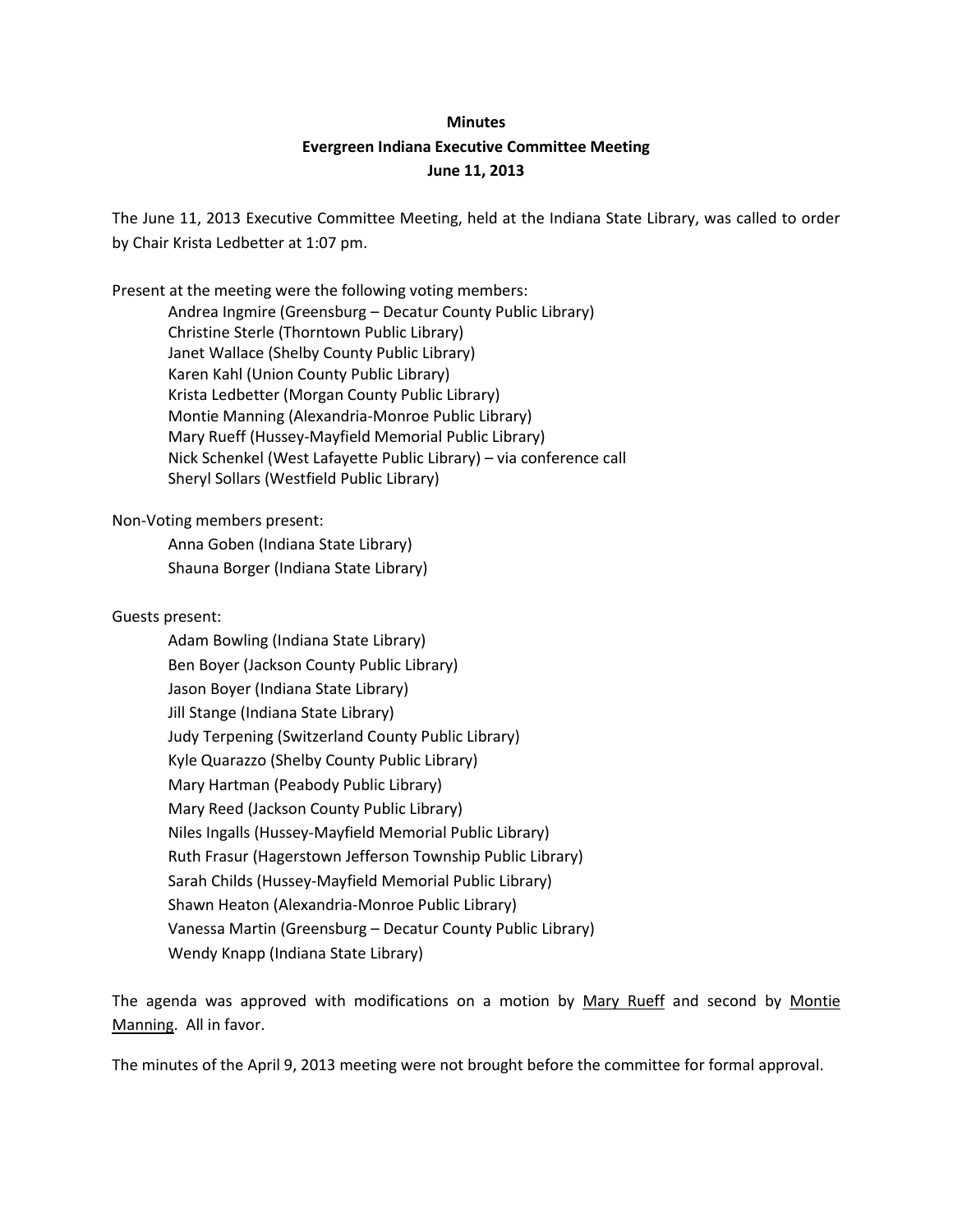**Minutes**

**Evergreen Indiana Executive Committee Meeting**

**June 11, 2013**

The June 11, 2013 Executive Committee Meeting, held at the Indiana State Library, was called to order by Chair Krista Ledbetter at 1:07 pm.

Present at the meeting were the following voting members:

- Andrea Ingmire (Greensburg – Decatur County Public Library)
- Christine Sterle (Thorntown Public Library)
- Janet Wallace (Shelby County Public Library)
- Karen Kahl (Union County Public Library)
- Krista Ledbetter (Morgan County Public Library)
- Montie Manning (Alexandria-Monroe Public Library)
- Mary Rueff (Hussey-Mayfield Memorial Public Library)
- Nick Schenkel (West Lafayette Public Library) – via conference call
- Sheryl Sollars (Westfield Public Library)

Non-Voting members present:

- Anna Goben (Indiana State Library)
- Shauna Borger (Indiana State Library)

Guests present:

- Adam Bowling (Indiana State Library)
- Ben Boyer (Jackson County Public Library)
- Jason Boyer (Indiana State Library)
- Jill Stange (Indiana State Library)
- Judy Terpening (Switzerland County Public Library)
- Kyle Quarazzo (Shelby County Public Library)
- Mary Hartman (Peabody Public Library)
- Mary Reed (Jackson County Public Library)
- Niles Ingalls (Hussey-Mayfield Memorial Public Library)
- Ruth Frasur (Hagerstown Jefferson Township Public Library)
- Sarah Childs (Hussey-Mayfield Memorial Public Library)
- Shawn Heaton (Alexandria-Monroe Public Library)
- Vanessa Martin (Greensburg – Decatur County Public Library)
- Wendy Knapp (Indiana State Library)

The agenda was approved with modifications on a motion by <u>Mary Rueff</u> and second by <u>Montie Manning</u>. All in favor.

The minutes of the April 9, 2013 meeting were not brought before the committee for formal approval.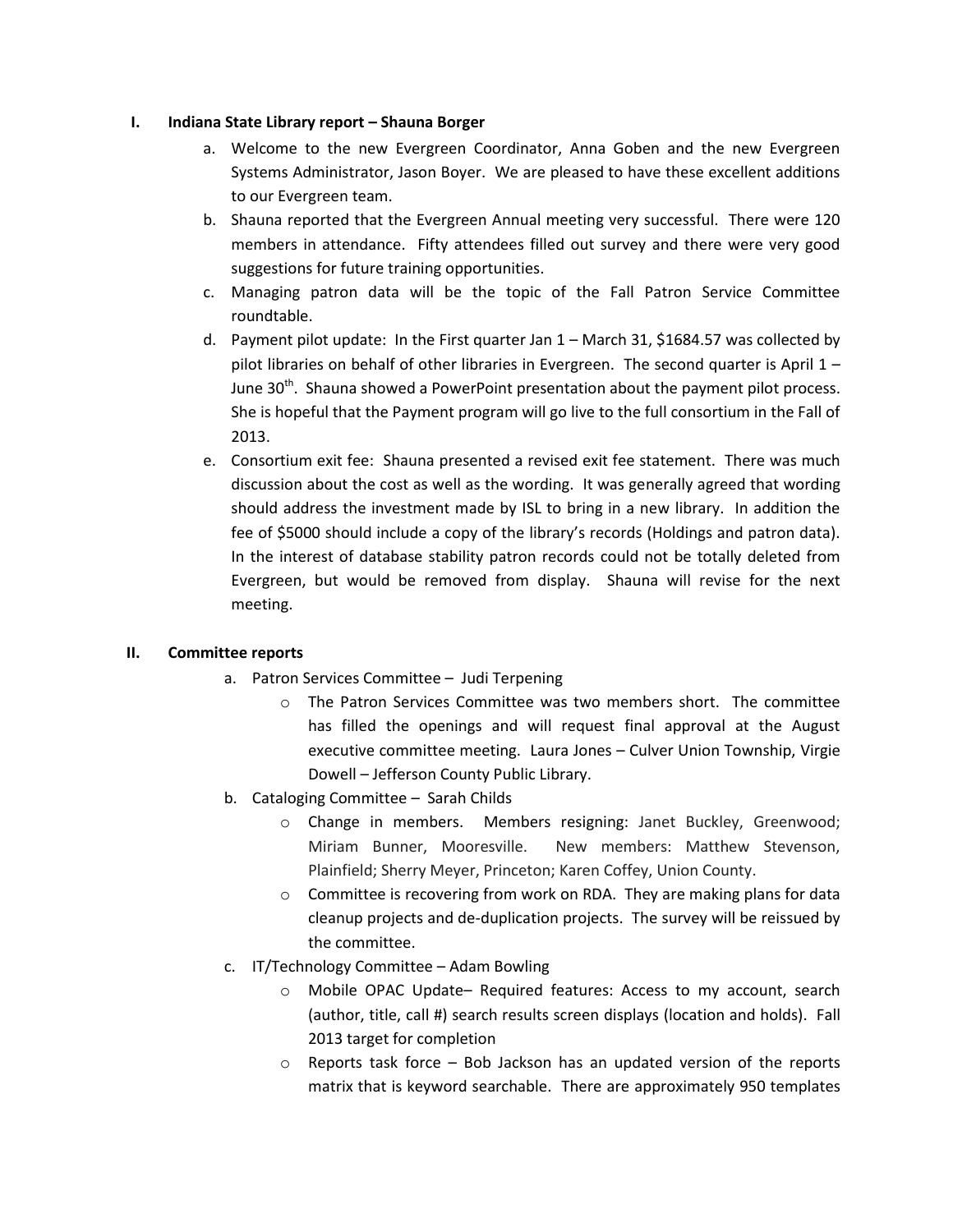## I. Indiana State Library report – Shauna Borger

a. Welcome to the new Evergreen Coordinator, Anna Goben and the new Evergreen Systems Administrator, Jason Boyer. We are pleased to have these excellent additions to our Evergreen team.

b. Shauna reported that the Evergreen Annual meeting very successful. There were 120 members in attendance. Fifty attendees filled out survey and there were very good suggestions for future training opportunities.

c. Managing patron data will be the topic of the Fall Patron Service Committee roundtable.

d. Payment pilot update: In the First quarter Jan 1 – March 31, $1684.57 was collected by pilot libraries on behalf of other libraries in Evergreen. The second quarter is April 1 – June 30th. Shauna showed a PowerPoint presentation about the payment pilot process. She is hopeful that the Payment program will go live to the full consortium in the Fall of 2013.

e. Consortium exit fee: Shauna presented a revised exit fee statement. There was much discussion about the cost as well as the wording. It was generally agreed that wording should address the investment made by ISL to bring in a new library. In addition the fee of $5000 should include a copy of the library's records (Holdings and patron data). In the interest of database stability patron records could not be totally deleted from Evergreen, but would be removed from display. Shauna will revise for the next meeting.

## II. Committee reports

a. Patron Services Committee – Judi Terpening
   - The Patron Services Committee was two members short. The committee has filled the openings and will request final approval at the August executive committee meeting. Laura Jones – Culver Union Township, Virgie Dowell – Jefferson County Public Library.

b. Cataloging Committee – Sarah Childs
   - Change in members. Members resigning: Janet Buckley, Greenwood; Miriam Bunner, Mooresville. New members: Matthew Stevenson, Plainfield; Sherry Meyer, Princeton; Karen Coffey, Union County.
   - Committee is recovering from work on RDA. They are making plans for data cleanup projects and de-duplication projects. The survey will be reissued by the committee.

c. IT/Technology Committee – Adam Bowling
   - Mobile OPAC Update– Required features: Access to my account, search (author, title, call #) search results screen displays (location and holds). Fall 2013 target for completion
   - Reports task force – Bob Jackson has an updated version of the reports matrix that is keyword searchable. There are approximately 950 templates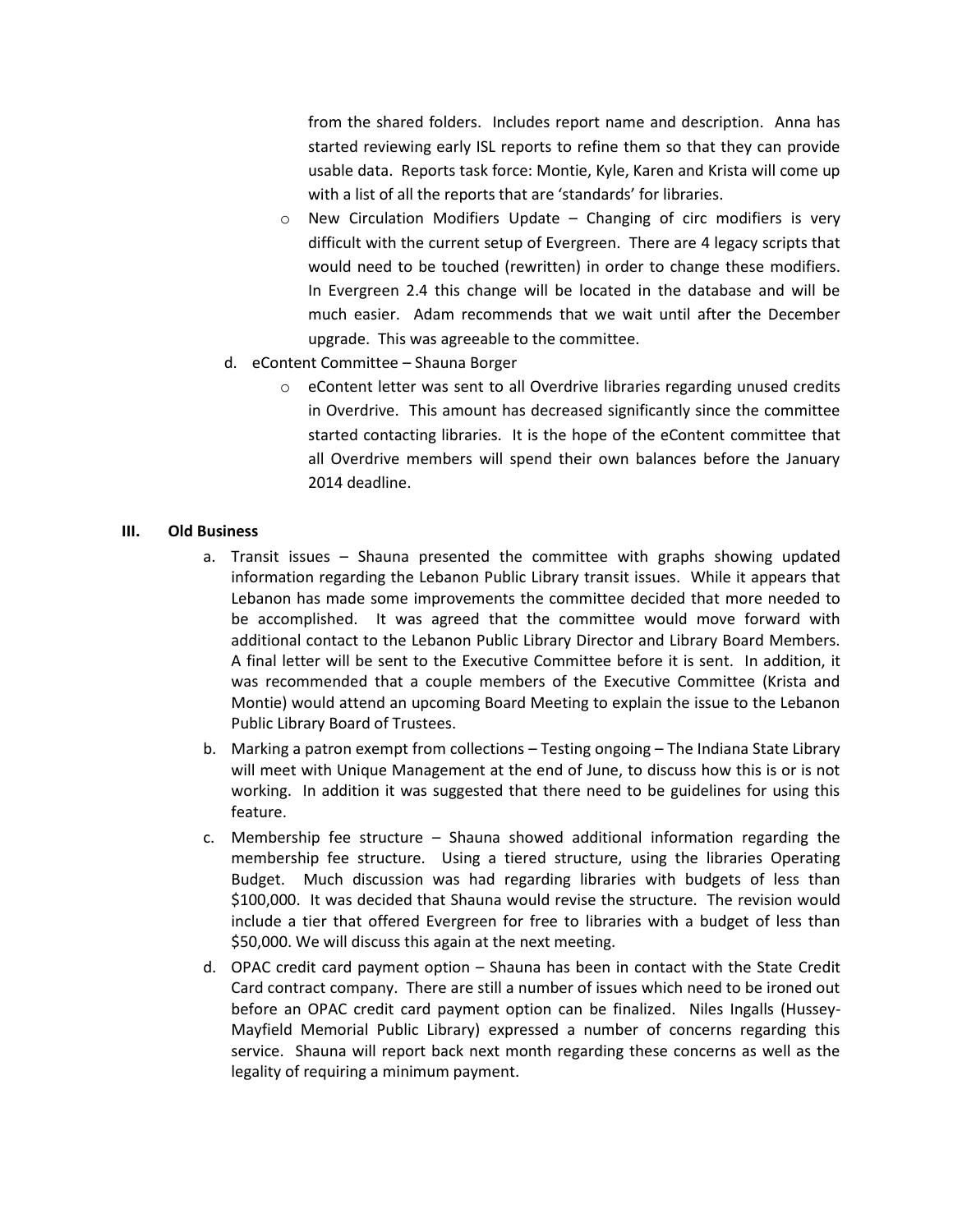from the shared folders. Includes report name and description. Anna has started reviewing early ISL reports to refine them so that they can provide usable data. Reports task force: Montie, Kyle, Karen and Krista will come up with a list of all the reports that are 'standards' for libraries.

  - New Circulation Modifiers Update – Changing of circ modifiers is very difficult with the current setup of Evergreen. There are 4 legacy scripts that would need to be touched (rewritten) in order to change these modifiers. In Evergreen 2.4 this change will be located in the database and will be much easier. Adam recommends that we wait until after the December upgrade. This was agreeable to the committee.

d. eContent Committee – Shauna Borger
  - eContent letter was sent to all Overdrive libraries regarding unused credits in Overdrive. This amount has decreased significantly since the committee started contacting libraries. It is the hope of the eContent committee that all Overdrive members will spend their own balances before the January 2014 deadline.

**III. Old Business**

a. Transit issues – Shauna presented the committee with graphs showing updated information regarding the Lebanon Public Library transit issues. While it appears that Lebanon has made some improvements the committee decided that more needed to be accomplished. It was agreed that the committee would move forward with additional contact to the Lebanon Public Library Director and Library Board Members. A final letter will be sent to the Executive Committee before it is sent. In addition, it was recommended that a couple members of the Executive Committee (Krista and Montie) would attend an upcoming Board Meeting to explain the issue to the Lebanon Public Library Board of Trustees.

b. Marking a patron exempt from collections – Testing ongoing – The Indiana State Library will meet with Unique Management at the end of June, to discuss how this is or is not working. In addition it was suggested that there need to be guidelines for using this feature.

c. Membership fee structure – Shauna showed additional information regarding the membership fee structure. Using a tiered structure, using the libraries Operating Budget. Much discussion was had regarding libraries with budgets of less than $100,000. It was decided that Shauna would revise the structure. The revision would include a tier that offered Evergreen for free to libraries with a budget of less than $50,000. We will discuss this again at the next meeting.

d. OPAC credit card payment option – Shauna has been in contact with the State Credit Card contract company. There are still a number of issues which need to be ironed out before an OPAC credit card payment option can be finalized. Niles Ingalls (Hussey-Mayfield Memorial Public Library) expressed a number of concerns regarding this service. Shauna will report back next month regarding these concerns as well as the legality of requiring a minimum payment.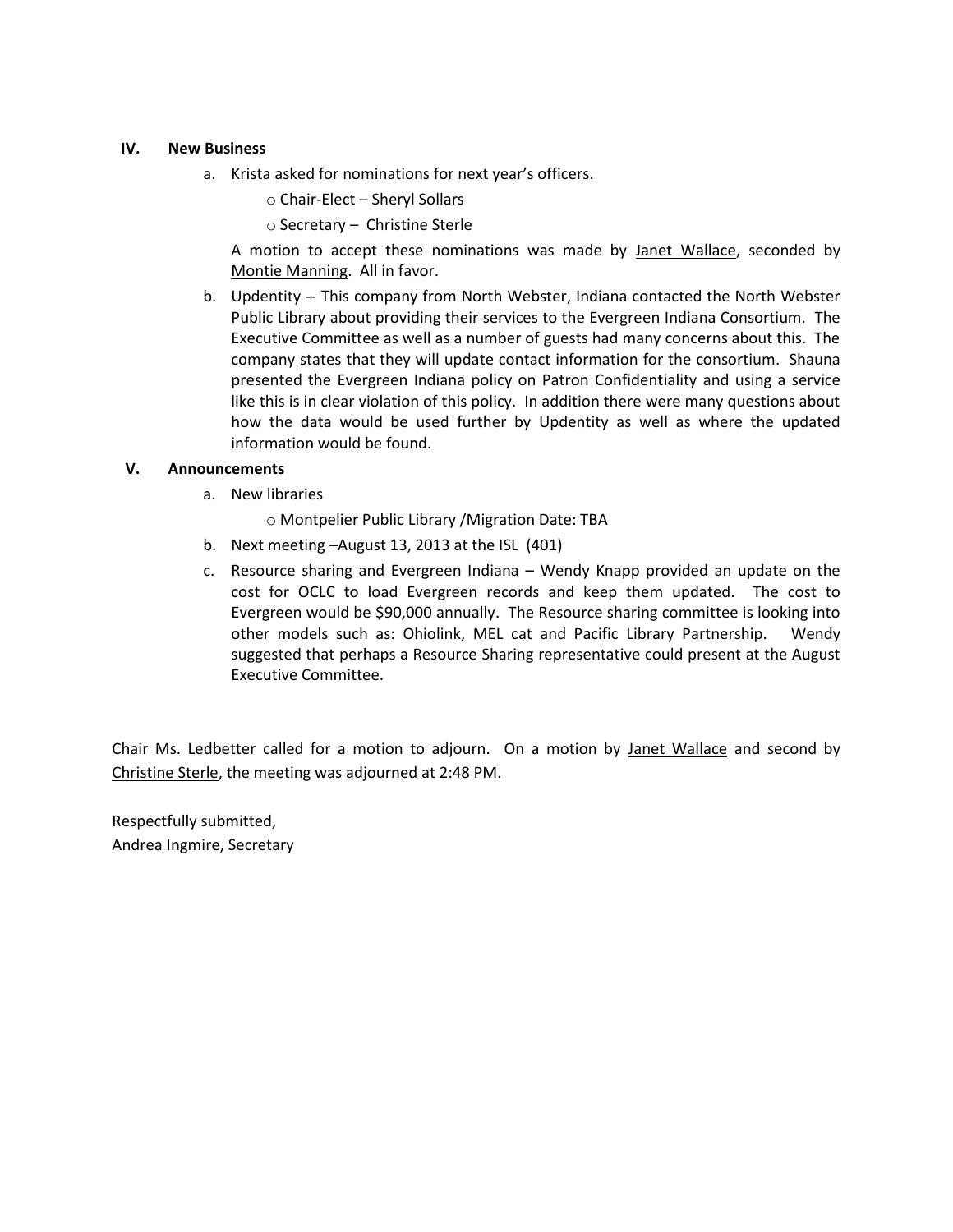## IV. New Business

a. Krista asked for nominations for next year's officers.
   - Chair-Elect – Sheryl Sollars
   - Secretary – Christine Sterle

   A motion to accept these nominations was made by Janet Wallace, seconded by Montie Manning. All in favor.

b. Updentity -- This company from North Webster, Indiana contacted the North Webster Public Library about providing their services to the Evergreen Indiana Consortium. The Executive Committee as well as a number of guests had many concerns about this. The company states that they will update contact information for the consortium. Shauna presented the Evergreen Indiana policy on Patron Confidentiality and using a service like this is in clear violation of this policy. In addition there were many questions about how the data would be used further by Updentity as well as where the updated information would be found.

## V. Announcements

a. New libraries
   - Montpelier Public Library /Migration Date: TBA

b. Next meeting –August 13, 2013 at the ISL (401)

c. Resource sharing and Evergreen Indiana – Wendy Knapp provided an update on the cost for OCLC to load Evergreen records and keep them updated. The cost to Evergreen would be $90,000 annually. The Resource sharing committee is looking into other models such as: Ohiolink, MEL cat and Pacific Library Partnership. Wendy suggested that perhaps a Resource Sharing representative could present at the August Executive Committee.

Chair Ms. Ledbetter called for a motion to adjourn. On a motion by Janet Wallace and second by Christine Sterle, the meeting was adjourned at 2:48 PM.

Respectfully submitted,
Andrea Ingmire, Secretary